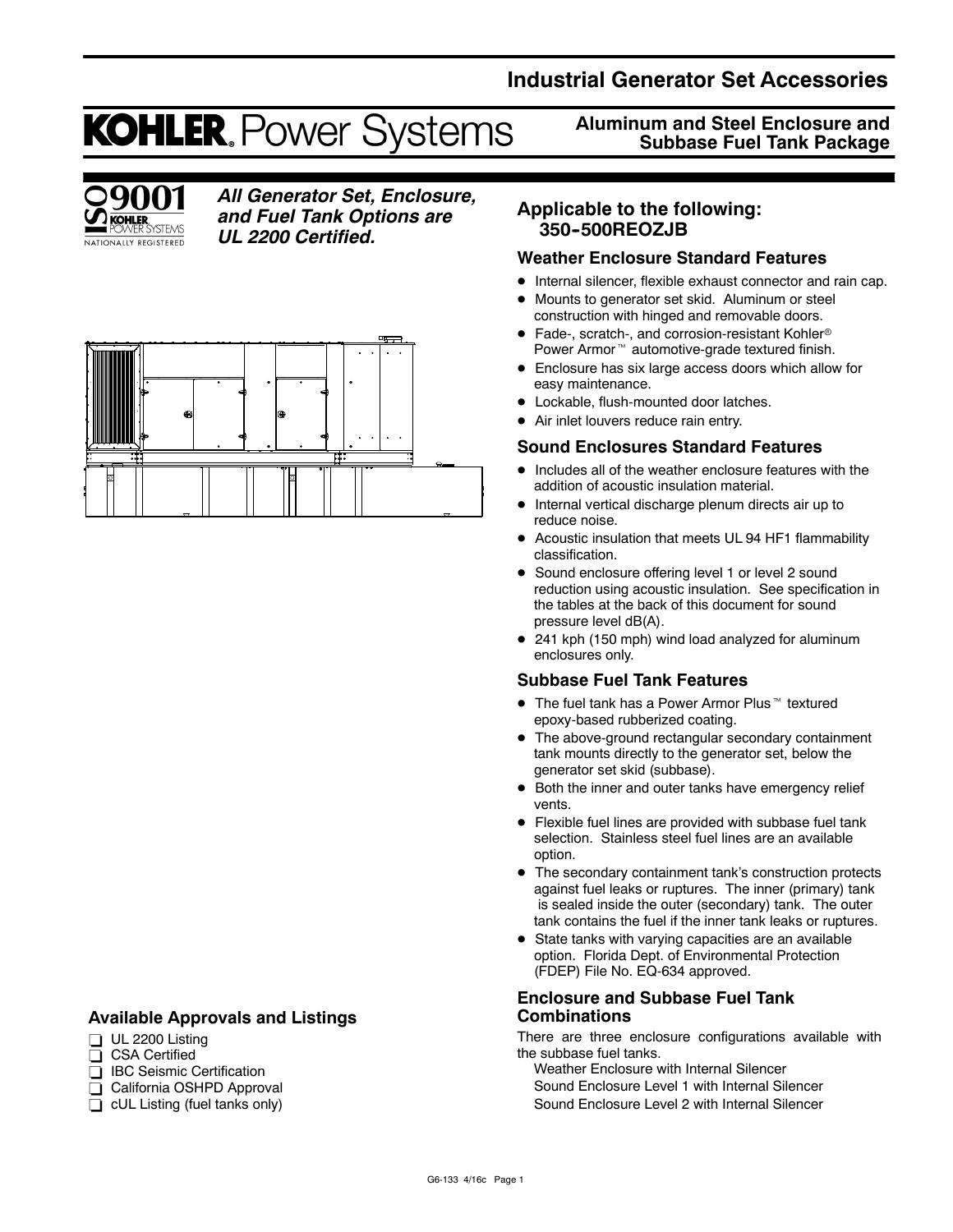# Industrial Generator Set Accessories

**KOHLER. Power Systems**

## Aluminum and Steel Enclosure and Subbase Fuel Tank Package

ISO 9001 KOHLER POWER SYSTEMS NATIONALLY REGISTERED

***All Generator Set, Enclosure, and Fuel Tank Options are UL 2200 Certified.***

## Applicable to the following: 350-500REOZJB

### Weather Enclosure Standard Features

- Internal silencer, flexible exhaust connector and rain cap.
- Mounts to generator set skid. Aluminum or steel construction with hinged and removable doors.
- Fade-, scratch-, and corrosion-resistant Kohler® Power Armor™ automotive-grade textured finish.
- Enclosure has six large access doors which allow for easy maintenance.
- Lockable, flush-mounted door latches.
- Air inlet louvers reduce rain entry.

### Sound Enclosures Standard Features

- Includes all of the weather enclosure features with the addition of acoustic insulation material.
- Internal vertical discharge plenum directs air up to reduce noise.
- Acoustic insulation that meets UL 94 HF1 flammability classification.
- Sound enclosure offering level 1 or level 2 sound reduction using acoustic insulation. See specification in the tables at the back of this document for sound pressure level dB(A).
- 241 kph (150 mph) wind load analyzed for aluminum enclosures only.

### Subbase Fuel Tank Features

- The fuel tank has a Power Armor Plus™ textured epoxy-based rubberized coating.
- The above-ground rectangular secondary containment tank mounts directly to the generator set, below the generator set skid (subbase).
- Both the inner and outer tanks have emergency relief vents.
- Flexible fuel lines are provided with subbase fuel tank selection. Stainless steel fuel lines are an available option.
- The secondary containment tank's construction protects against fuel leaks or ruptures. The inner (primary) tank is sealed inside the outer (secondary) tank. The outer tank contains the fuel if the inner tank leaks or ruptures.
- State tanks with varying capacities are an available option. Florida Dept. of Environmental Protection (FDEP) File No. EQ-634 approved.

### Enclosure and Subbase Fuel Tank Combinations

There are three enclosure configurations available with the subbase fuel tanks.

Weather Enclosure with Internal Silencer
Sound Enclosure Level 1 with Internal Silencer
Sound Enclosure Level 2 with Internal Silencer

### Available Approvals and Listings

- ❑ UL 2200 Listing
- ❑ CSA Certified
- ❑ IBC Seismic Certification
- ❑ California OSHPD Approval
- ❑ cUL Listing (fuel tanks only)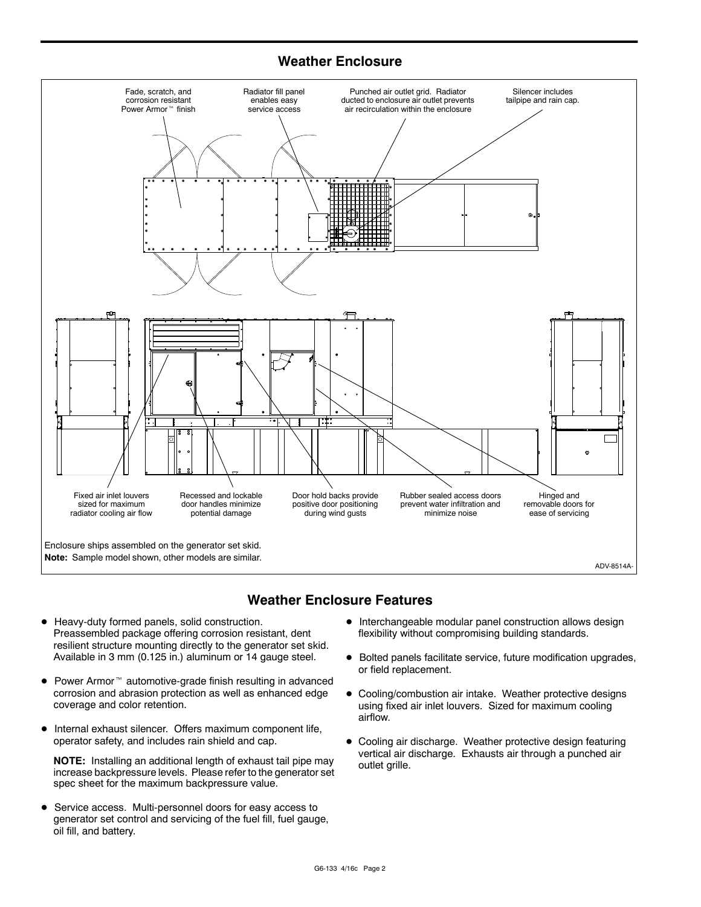## Weather Enclosure

Fade, scratch, and corrosion resistant Power Armor™ finish

Radiator fill panel enables easy service access

Punched air outlet grid. Radiator ducted to enclosure air outlet prevents air recirculation within the enclosure

Silencer includes tailpipe and rain cap.

Fixed air inlet louvers sized for maximum radiator cooling air flow

Recessed and lockable door handles minimize potential damage

Door hold backs provide positive door positioning during wind gusts

Rubber sealed access doors prevent water infiltration and minimize noise

Hinged and removable doors for ease of servicing

Enclosure ships assembled on the generator set skid.
**Note:** Sample model shown, other models are similar.

ADV-8514A-

## Weather Enclosure Features

- Heavy-duty formed panels, solid construction. Preassembled package offering corrosion resistant, dent resilient structure mounting directly to the generator set skid. Available in 3 mm (0.125 in.) aluminum or 14 gauge steel.
- Power Armor™ automotive-grade finish resulting in advanced corrosion and abrasion protection as well as enhanced edge coverage and color retention.
- Internal exhaust silencer. Offers maximum component life, operator safety, and includes rain shield and cap.

  **NOTE:** Installing an additional length of exhaust tail pipe may increase backpressure levels. Please refer to the generator set spec sheet for the maximum backpressure value.

- Service access. Multi-personnel doors for easy access to generator set control and servicing of the fuel fill, fuel gauge, oil fill, and battery.
- Interchangeable modular panel construction allows design flexibility without compromising building standards.
- Bolted panels facilitate service, future modification upgrades, or field replacement.
- Cooling/combustion air intake. Weather protective designs using fixed air inlet louvers. Sized for maximum cooling airflow.
- Cooling air discharge. Weather protective design featuring vertical air discharge. Exhausts air through a punched air outlet grille.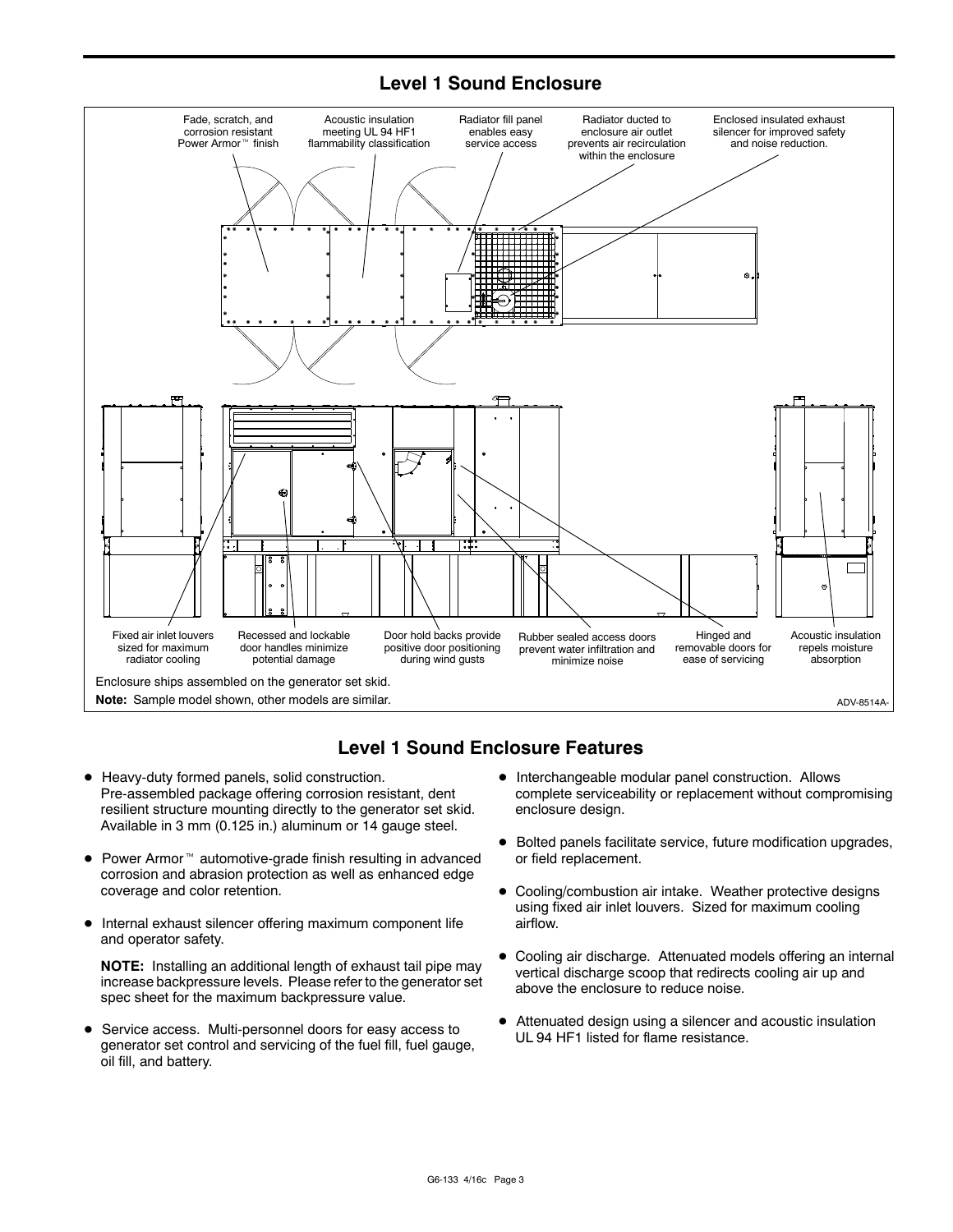## Level 1 Sound Enclosure

Fade, scratch, and corrosion resistant Power Armor™ finish

Acoustic insulation meeting UL 94 HF1 flammability classification

Radiator fill panel enables easy service access

Radiator ducted to enclosure air outlet prevents air recirculation within the enclosure

Enclosed insulated exhaust silencer for improved safety and noise reduction.

Fixed air inlet louvers sized for maximum radiator cooling

Recessed and lockable door handles minimize potential damage

Door hold backs provide positive door positioning during wind gusts

Rubber sealed access doors prevent water infiltration and minimize noise

Hinged and removable doors for ease of servicing

Acoustic insulation repels moisture absorption

Enclosure ships assembled on the generator set skid.

**Note:** Sample model shown, other models are similar.

ADV-8514A-

## Level 1 Sound Enclosure Features

- Heavy-duty formed panels, solid construction. Pre-assembled package offering corrosion resistant, dent resilient structure mounting directly to the generator set skid. Available in 3 mm (0.125 in.) aluminum or 14 gauge steel.
- Power Armor™ automotive-grade finish resulting in advanced corrosion and abrasion protection as well as enhanced edge coverage and color retention.
- Internal exhaust silencer offering maximum component life and operator safety.

  **NOTE:** Installing an additional length of exhaust tail pipe may increase backpressure levels. Please refer to the generator set spec sheet for the maximum backpressure value.
- Service access. Multi-personnel doors for easy access to generator set control and servicing of the fuel fill, fuel gauge, oil fill, and battery.
- Interchangeable modular panel construction. Allows complete serviceability or replacement without compromising enclosure design.
- Bolted panels facilitate service, future modification upgrades, or field replacement.
- Cooling/combustion air intake. Weather protective designs using fixed air inlet louvers. Sized for maximum cooling airflow.
- Cooling air discharge. Attenuated models offering an internal vertical discharge scoop that redirects cooling air up and above the enclosure to reduce noise.
- Attenuated design using a silencer and acoustic insulation UL 94 HF1 listed for flame resistance.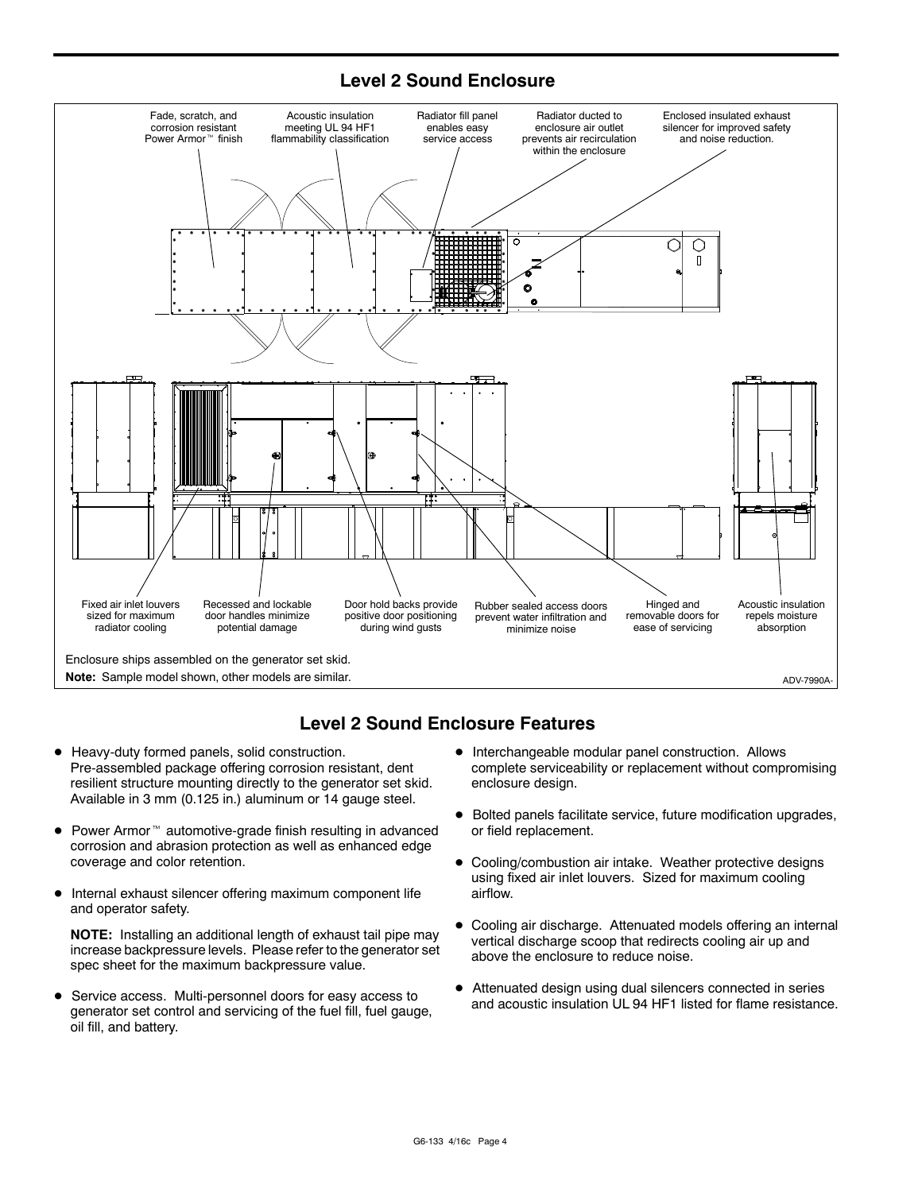## Level 2 Sound Enclosure

Fade, scratch, and corrosion resistant Power Armor™ finish

Acoustic insulation meeting UL 94 HF1 flammability classification

Radiator fill panel enables easy service access

Radiator ducted to enclosure air outlet prevents air recirculation within the enclosure

Enclosed insulated exhaust silencer for improved safety and noise reduction.

Fixed air inlet louvers sized for maximum radiator cooling

Recessed and lockable door handles minimize potential damage

Door hold backs provide positive door positioning during wind gusts

Rubber sealed access doors prevent water infiltration and minimize noise

Hinged and removable doors for ease of servicing

Acoustic insulation repels moisture absorption

Enclosure ships assembled on the generator set skid.

**Note:** Sample model shown, other models are similar.

ADV-7990A-

## Level 2 Sound Enclosure Features

- Heavy-duty formed panels, solid construction. Pre-assembled package offering corrosion resistant, dent resilient structure mounting directly to the generator set skid. Available in 3 mm (0.125 in.) aluminum or 14 gauge steel.
- Power Armor™ automotive-grade finish resulting in advanced corrosion and abrasion protection as well as enhanced edge coverage and color retention.
- Internal exhaust silencer offering maximum component life and operator safety.

  **NOTE:** Installing an additional length of exhaust tail pipe may increase backpressure levels. Please refer to the generator set spec sheet for the maximum backpressure value.
- Service access. Multi-personnel doors for easy access to generator set control and servicing of the fuel fill, fuel gauge, oil fill, and battery.
- Interchangeable modular panel construction. Allows complete serviceability or replacement without compromising enclosure design.
- Bolted panels facilitate service, future modification upgrades, or field replacement.
- Cooling/combustion air intake. Weather protective designs using fixed air inlet louvers. Sized for maximum cooling airflow.
- Cooling air discharge. Attenuated models offering an internal vertical discharge scoop that redirects cooling air up and above the enclosure to reduce noise.
- Attenuated design using dual silencers connected in series and acoustic insulation UL 94 HF1 listed for flame resistance.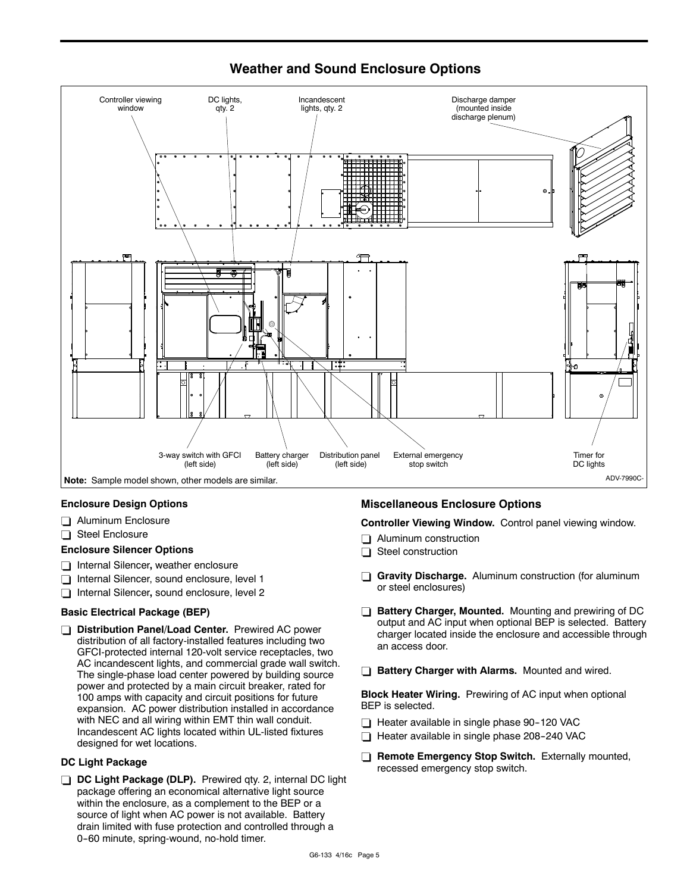## Weather and Sound Enclosure Options

Controller viewing window

DC lights, qty. 2

Incandescent lights, qty. 2

Discharge damper (mounted inside discharge plenum)

3-way switch with GFCI (left side)

Battery charger (left side)

Distribution panel (left side)

External emergency stop switch

Timer for DC lights

**Note:** Sample model shown, other models are similar.

ADV-7990C-

### Enclosure Design Options

- ❑ Aluminum Enclosure
- ❑ Steel Enclosure

### Enclosure Silencer Options

- ❑ Internal Silencer**,** weather enclosure
- ❑ Internal Silencer, sound enclosure, level 1
- ❑ Internal Silencer**,** sound enclosure, level 2

### Basic Electrical Package (BEP)

- ❑ **Distribution Panel/Load Center.** Prewired AC power distribution of all factory-installed features including two GFCI-protected internal 120-volt service receptacles, two AC incandescent lights, and commercial grade wall switch. The single-phase load center powered by building source power and protected by a main circuit breaker, rated for 100 amps with capacity and circuit positions for future expansion. AC power distribution installed in accordance with NEC and all wiring within EMT thin wall conduit. Incandescent AC lights located within UL-listed fixtures designed for wet locations.

### DC Light Package

- ❑ **DC Light Package (DLP).** Prewired qty. 2, internal DC light package offering an economical alternative light source within the enclosure, as a complement to the BEP or a source of light when AC power is not available. Battery drain limited with fuse protection and controlled through a 0-60 minute, spring-wound, no-hold timer.

## Miscellaneous Enclosure Options

**Controller Viewing Window.** Control panel viewing window.

- ❑ Aluminum construction
- ❑ Steel construction

- ❑ **Gravity Discharge.** Aluminum construction (for aluminum or steel enclosures)

- ❑ **Battery Charger, Mounted.** Mounting and prewiring of DC output and AC input when optional BEP is selected. Battery charger located inside the enclosure and accessible through an access door.

- ❑ **Battery Charger with Alarms.** Mounted and wired.

**Block Heater Wiring.** Prewiring of AC input when optional BEP is selected.

- ❑ Heater available in single phase 90-120 VAC
- ❑ Heater available in single phase 208-240 VAC

- ❑ **Remote Emergency Stop Switch.** Externally mounted, recessed emergency stop switch.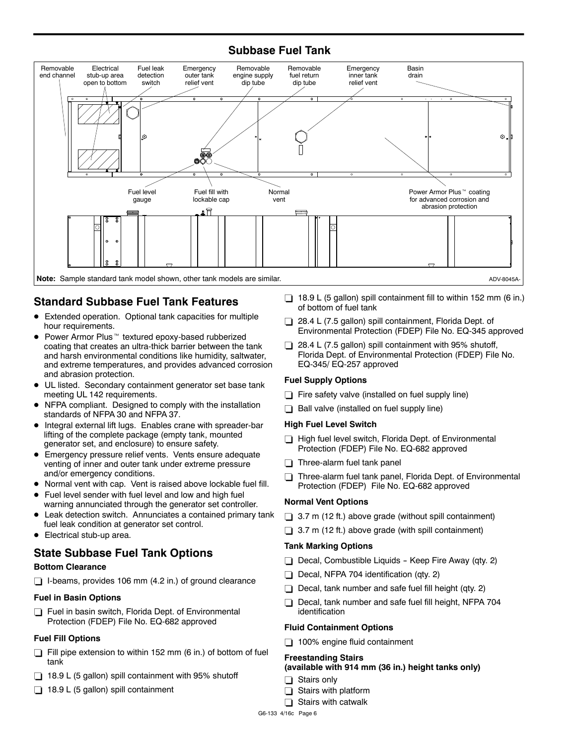## Subbase Fuel Tank

Removable end channel | Electrical stub-up area open to bottom | Fuel leak detection switch | Emergency outer tank relief vent | Removable engine supply dip tube | Removable fuel return dip tube | Emergency inner tank relief vent | Basin drain

Fuel level gauge | Fuel fill with lockable cap | Normal vent | Power Armor Plus™ coating for advanced corrosion and abrasion protection

**Note:** Sample standard tank model shown, other tank models are similar.

ADV-8045A-

## Standard Subbase Fuel Tank Features

- Extended operation. Optional tank capacities for multiple hour requirements.
- Power Armor Plus™ textured epoxy-based rubberized coating that creates an ultra-thick barrier between the tank and harsh environmental conditions like humidity, saltwater, and extreme temperatures, and provides advanced corrosion and abrasion protection.
- UL listed. Secondary containment generator set base tank meeting UL 142 requirements.
- NFPA compliant. Designed to comply with the installation standards of NFPA 30 and NFPA 37.
- Integral external lift lugs. Enables crane with spreader-bar lifting of the complete package (empty tank, mounted generator set, and enclosure) to ensure safety.
- Emergency pressure relief vents. Vents ensure adequate venting of inner and outer tank under extreme pressure and/or emergency conditions.
- Normal vent with cap. Vent is raised above lockable fuel fill.
- Fuel level sender with fuel level and low and high fuel warning annunciated through the generator set controller.
- Leak detection switch. Annunciates a contained primary tank fuel leak condition at generator set control.
- Electrical stub-up area.

## State Subbase Fuel Tank Options

### Bottom Clearance

- ❑ I-beams, provides 106 mm (4.2 in.) of ground clearance

### Fuel in Basin Options

- ❑ Fuel in basin switch, Florida Dept. of Environmental Protection (FDEP) File No. EQ-682 approved

### Fuel Fill Options

- ❑ Fill pipe extension to within 152 mm (6 in.) of bottom of fuel tank
- ❑ 18.9 L (5 gallon) spill containment with 95% shutoff
- ❑ 18.9 L (5 gallon) spill containment
- ❑ 18.9 L (5 gallon) spill containment fill to within 152 mm (6 in.) of bottom of fuel tank
- ❑ 28.4 L (7.5 gallon) spill containment, Florida Dept. of Environmental Protection (FDEP) File No. EQ-345 approved
- ❑ 28.4 L (7.5 gallon) spill containment with 95% shutoff, Florida Dept. of Environmental Protection (FDEP) File No. EQ-345/ EQ-257 approved

### Fuel Supply Options

- ❑ Fire safety valve (installed on fuel supply line)
- ❑ Ball valve (installed on fuel supply line)

### High Fuel Level Switch

- ❑ High fuel level switch, Florida Dept. of Environmental Protection (FDEP) File No. EQ-682 approved
- ❑ Three-alarm fuel tank panel
- ❑ Three-alarm fuel tank panel, Florida Dept. of Environmental Protection (FDEP) File No. EQ-682 approved

### Normal Vent Options

- ❑ 3.7 m (12 ft.) above grade (without spill containment)
- ❑ 3.7 m (12 ft.) above grade (with spill containment)

### Tank Marking Options

- ❑ Decal, Combustible Liquids - Keep Fire Away (qty. 2)
- ❑ Decal, NFPA 704 identification (qty. 2)
- ❑ Decal, tank number and safe fuel fill height (qty. 2)
- ❑ Decal, tank number and safe fuel fill height, NFPA 704 identification

### Fluid Containment Options

- ❑ 100% engine fluid containment

### Freestanding Stairs (available with 914 mm (36 in.) height tanks only)

- ❑ Stairs only
- ❑ Stairs with platform
- ❑ Stairs with catwalk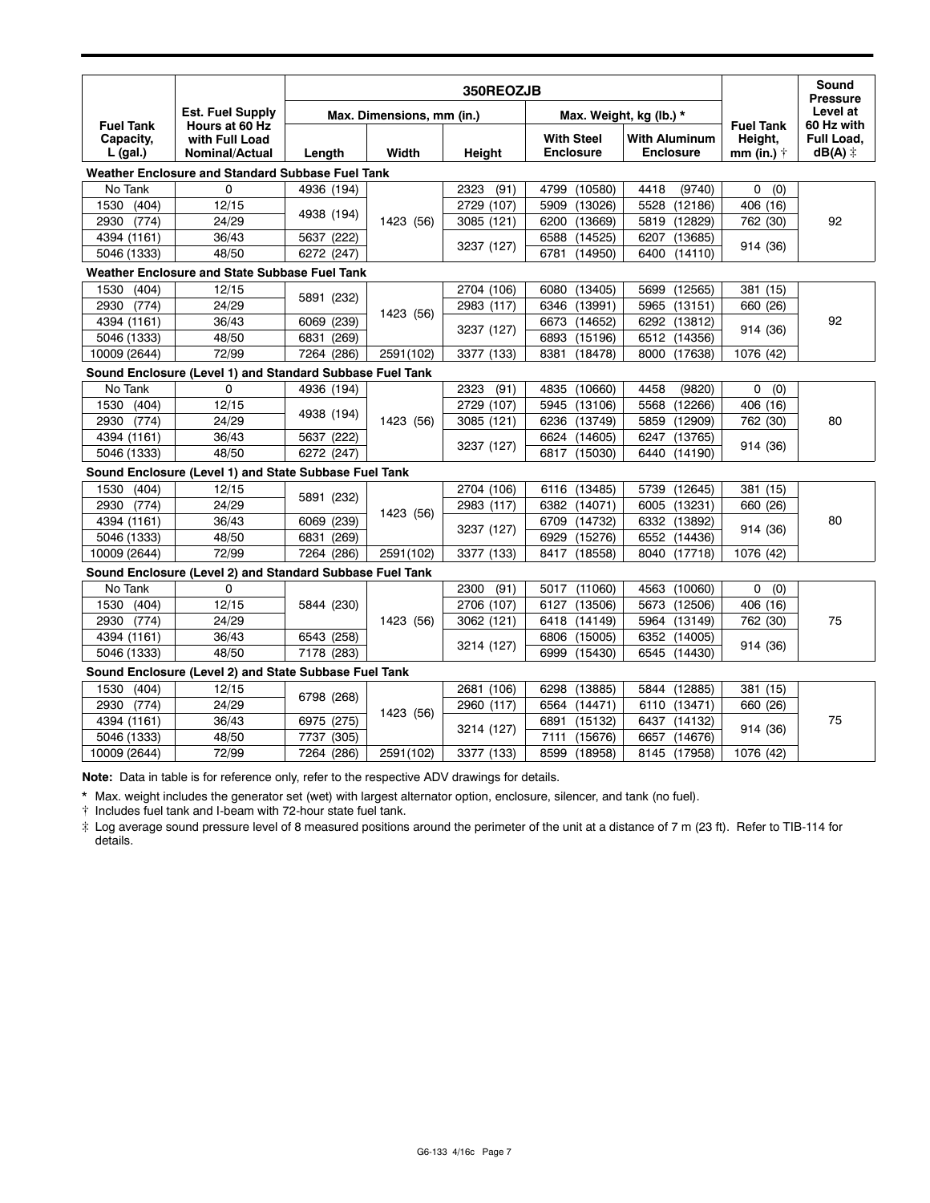| Fuel Tank Capacity, L (gal.) | Est. Fuel Supply Hours at 60 Hz with Full Load Nominal/Actual | 350REOZJB | | | | | | Sound Pressure Level at 60 Hz with Full Load, dB(A) ‡ |
|---|---|---|---|---|---|---|---|---|
| | | Max. Dimensions, mm (in.) | | | Max. Weight, kg (lb.) * | | Fuel Tank Height, mm (in.) † | |
| | | Length | Width | Height | With Steel Enclosure | With Aluminum Enclosure | | |
| **Weather Enclosure and Standard Subbase Fuel Tank** | | | | | | | | |
| No Tank | 0 | 4936 (194) | 1423 (56) | 2323 (91) | 4799 (10580) | 4418 (9740) | 0 (0) | 92 |
| 1530 (404) | 12/15 | 4938 (194) | | 2729 (107) | 5909 (13026) | 5528 (12186) | 406 (16) | |
| 2930 (774) | 24/29 | | | 3085 (121) | 6200 (13669) | 5819 (12829) | 762 (30) | |
| 4394 (1161) | 36/43 | 5637 (222) | | 3237 (127) | 6588 (14525) | 6207 (13685) | 914 (36) | |
| 5046 (1333) | 48/50 | 6272 (247) | | | 6781 (14950) | 6400 (14110) | | |
| **Weather Enclosure and State Subbase Fuel Tank** | | | | | | | | |
| 1530 (404) | 12/15 | 5891 (232) | 1423 (56) | 2704 (106) | 6080 (13405) | 5699 (12565) | 381 (15) | 92 |
| 2930 (774) | 24/29 | | | 2983 (117) | 6346 (13991) | 5965 (13151) | 660 (26) | |
| 4394 (1161) | 36/43 | 6069 (239) | | 3237 (127) | 6673 (14652) | 6292 (13812) | 914 (36) | |
| 5046 (1333) | 48/50 | 6831 (269) | | | 6893 (15196) | 6512 (14356) | | |
| 10009 (2644) | 72/99 | 7264 (286) | 2591(102) | 3377 (133) | 8381 (18478) | 8000 (17638) | 1076 (42) | |
| **Sound Enclosure (Level 1) and Standard Subbase Fuel Tank** | | | | | | | | |
| No Tank | 0 | 4936 (194) | 1423 (56) | 2323 (91) | 4835 (10660) | 4458 (9820) | 0 (0) | 80 |
| 1530 (404) | 12/15 | 4938 (194) | | 2729 (107) | 5945 (13106) | 5568 (12266) | 406 (16) | |
| 2930 (774) | 24/29 | | | 3085 (121) | 6236 (13749) | 5859 (12909) | 762 (30) | |
| 4394 (1161) | 36/43 | 5637 (222) | | 3237 (127) | 6624 (14605) | 6247 (13765) | 914 (36) | |
| 5046 (1333) | 48/50 | 6272 (247) | | | 6817 (15030) | 6440 (14190) | | |
| **Sound Enclosure (Level 1) and State Subbase Fuel Tank** | | | | | | | | |
| 1530 (404) | 12/15 | 5891 (232) | 1423 (56) | 2704 (106) | 6116 (13485) | 5739 (12645) | 381 (15) | 80 |
| 2930 (774) | 24/29 | | | 2983 (117) | 6382 (14071) | 6005 (13231) | 660 (26) | |
| 4394 (1161) | 36/43 | 6069 (239) | | 3237 (127) | 6709 (14732) | 6332 (13892) | 914 (36) | |
| 5046 (1333) | 48/50 | 6831 (269) | | | 6929 (15276) | 6552 (14436) | | |
| 10009 (2644) | 72/99 | 7264 (286) | 2591(102) | 3377 (133) | 8417 (18558) | 8040 (17718) | 1076 (42) | |
| **Sound Enclosure (Level 2) and Standard Subbase Fuel Tank** | | | | | | | | |
| No Tank | 0 | 5844 (230) | 1423 (56) | 2300 (91) | 5017 (11060) | 4563 (10060) | 0 (0) | 75 |
| 1530 (404) | 12/15 | | | 2706 (107) | 6127 (13506) | 5673 (12506) | 406 (16) | |
| 2930 (774) | 24/29 | | | 3062 (121) | 6418 (14149) | 5964 (13149) | 762 (30) | |
| 4394 (1161) | 36/43 | 6543 (258) | | 3214 (127) | 6806 (15005) | 6352 (14005) | 914 (36) | |
| 5046 (1333) | 48/50 | 7178 (283) | | | 6999 (15430) | 6545 (14430) | | |
| **Sound Enclosure (Level 2) and State Subbase Fuel Tank** | | | | | | | | |
| 1530 (404) | 12/15 | 6798 (268) | 1423 (56) | 2681 (106) | 6298 (13885) | 5844 (12885) | 381 (15) | 75 |
| 2930 (774) | 24/29 | | | 2960 (117) | 6564 (14471) | 6110 (13471) | 660 (26) | |
| 4394 (1161) | 36/43 | 6975 (275) | | 3214 (127) | 6891 (15132) | 6437 (14132) | 914 (36) | |
| 5046 (1333) | 48/50 | 7737 (305) | | | 7111 (15676) | 6657 (14676) | | |
| 10009 (2644) | 72/99 | 7264 (286) | 2591(102) | 3377 (133) | 8599 (18958) | 8145 (17958) | 1076 (42) | |

**Note:** Data in table is for reference only, refer to the respective ADV drawings for details.

\* Max. weight includes the generator set (wet) with largest alternator option, enclosure, silencer, and tank (no fuel).

† Includes fuel tank and I-beam with 72-hour state fuel tank.

‡ Log average sound pressure level of 8 measured positions around the perimeter of the unit at a distance of 7 m (23 ft). Refer to TIB-114 for details.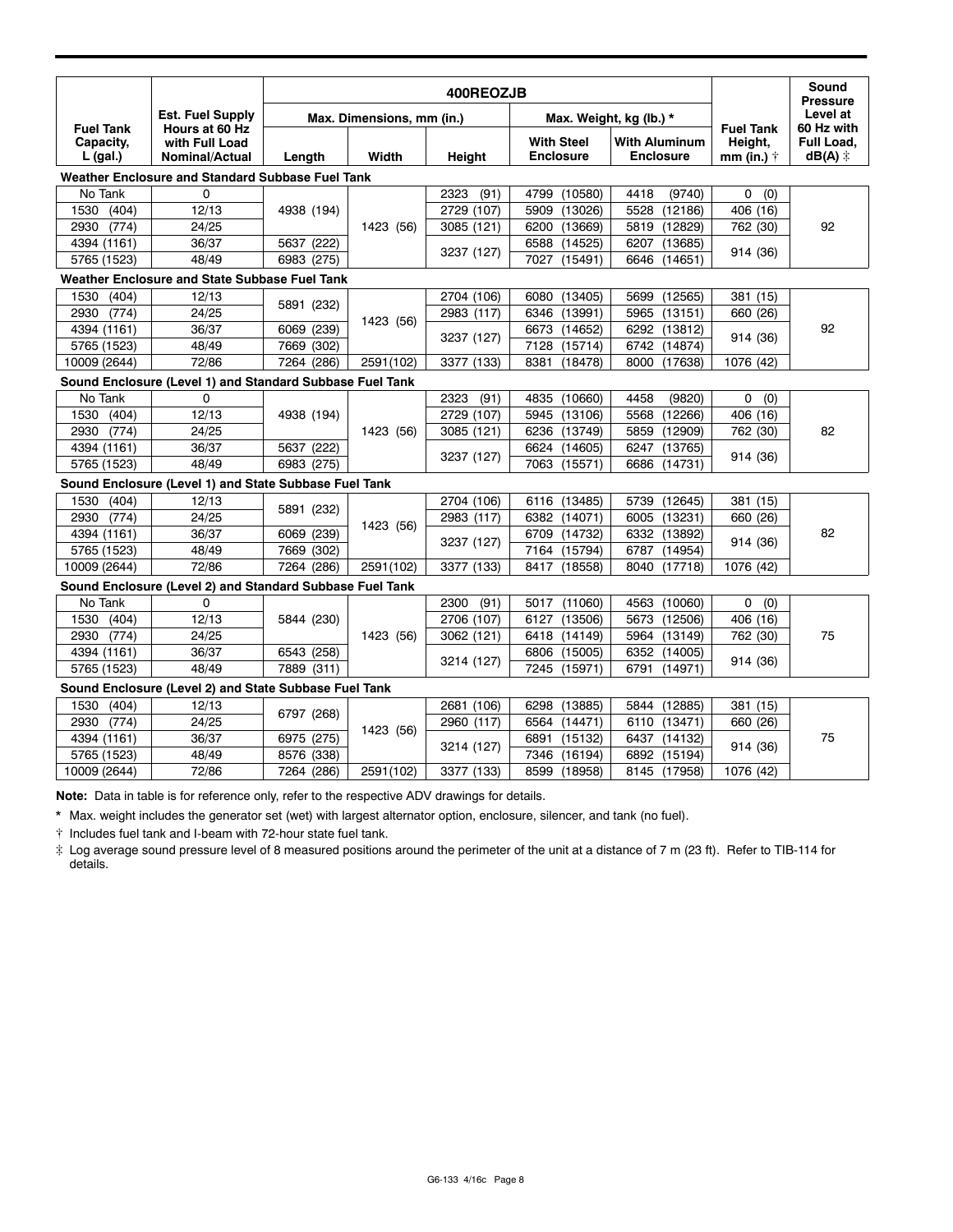| Fuel Tank Capacity, L (gal.) | Est. Fuel Supply Hours at 60 Hz with Full Load Nominal/Actual | 400REOZJB | | | | | Fuel Tank Height, mm (in.) † | Sound Pressure Level at 60 Hz with Full Load, dB(A) ‡ |
|---|---|---|---|---|---|---|---|---|
| | | Max. Dimensions, mm (in.) | | | Max. Weight, kg (lb.) * | | | |
| | | Length | Width | Height | With Steel Enclosure | With Aluminum Enclosure | | |
| **Weather Enclosure and Standard Subbase Fuel Tank** | | | | | | | | |
| No Tank | 0 | 4938 (194) | 1423 (56) | 2323 (91) | 4799 (10580) | 4418 (9740) | 0 (0) | 92 |
| 1530 (404) | 12/13 | 4938 (194) | 1423 (56) | 2729 (107) | 5909 (13026) | 5528 (12186) | 406 (16) | 92 |
| 2930 (774) | 24/25 | 4938 (194) | 1423 (56) | 3085 (121) | 6200 (13669) | 5819 (12829) | 762 (30) | 92 |
| 4394 (1161) | 36/37 | 5637 (222) | 1423 (56) | 3237 (127) | 6588 (14525) | 6207 (13685) | 914 (36) | 92 |
| 5765 (1523) | 48/49 | 6983 (275) | 1423 (56) | 3237 (127) | 7027 (15491) | 6646 (14651) | 914 (36) | 92 |
| **Weather Enclosure and State Subbase Fuel Tank** | | | | | | | | |
| 1530 (404) | 12/13 | 5891 (232) | 1423 (56) | 2704 (106) | 6080 (13405) | 5699 (12565) | 381 (15) | 92 |
| 2930 (774) | 24/25 | 5891 (232) | 1423 (56) | 2983 (117) | 6346 (13991) | 5965 (13151) | 660 (26) | 92 |
| 4394 (1161) | 36/37 | 6069 (239) | 1423 (56) | 3237 (127) | 6673 (14652) | 6292 (13812) | 914 (36) | 92 |
| 5765 (1523) | 48/49 | 7669 (302) | 1423 (56) | 3237 (127) | 7128 (15714) | 6742 (14874) | 914 (36) | 92 |
| 10009 (2644) | 72/86 | 7264 (286) | 2591(102) | 3377 (133) | 8381 (18478) | 8000 (17638) | 1076 (42) | 92 |
| **Sound Enclosure (Level 1) and Standard Subbase Fuel Tank** | | | | | | | | |
| No Tank | 0 | 4938 (194) | 1423 (56) | 2323 (91) | 4835 (10660) | 4458 (9820) | 0 (0) | 82 |
| 1530 (404) | 12/13 | 4938 (194) | 1423 (56) | 2729 (107) | 5945 (13106) | 5568 (12266) | 406 (16) | 82 |
| 2930 (774) | 24/25 | 4938 (194) | 1423 (56) | 3085 (121) | 6236 (13749) | 5859 (12909) | 762 (30) | 82 |
| 4394 (1161) | 36/37 | 5637 (222) | 1423 (56) | 3237 (127) | 6624 (14605) | 6247 (13765) | 914 (36) | 82 |
| 5765 (1523) | 48/49 | 6983 (275) | 1423 (56) | 3237 (127) | 7063 (15571) | 6686 (14731) | 914 (36) | 82 |
| **Sound Enclosure (Level 1) and State Subbase Fuel Tank** | | | | | | | | |
| 1530 (404) | 12/13 | 5891 (232) | 1423 (56) | 2704 (106) | 6116 (13485) | 5739 (12645) | 381 (15) | 82 |
| 2930 (774) | 24/25 | 5891 (232) | 1423 (56) | 2983 (117) | 6382 (14071) | 6005 (13231) | 660 (26) | 82 |
| 4394 (1161) | 36/37 | 6069 (239) | 1423 (56) | 3237 (127) | 6709 (14732) | 6332 (13892) | 914 (36) | 82 |
| 5765 (1523) | 48/49 | 7669 (302) | 1423 (56) | 3237 (127) | 7164 (15794) | 6787 (14954) | 914 (36) | 82 |
| 10009 (2644) | 72/86 | 7264 (286) | 2591(102) | 3377 (133) | 8417 (18558) | 8040 (17718) | 1076 (42) | 82 |
| **Sound Enclosure (Level 2) and Standard Subbase Fuel Tank** | | | | | | | | |
| No Tank | 0 | 5844 (230) | 1423 (56) | 2300 (91) | 5017 (11060) | 4563 (10060) | 0 (0) | 75 |
| 1530 (404) | 12/13 | 5844 (230) | 1423 (56) | 2706 (107) | 6127 (13506) | 5673 (12506) | 406 (16) | 75 |
| 2930 (774) | 24/25 | 5844 (230) | 1423 (56) | 3062 (121) | 6418 (14149) | 5964 (13149) | 762 (30) | 75 |
| 4394 (1161) | 36/37 | 6543 (258) | 1423 (56) | 3214 (127) | 6806 (15005) | 6352 (14005) | 914 (36) | 75 |
| 5765 (1523) | 48/49 | 7889 (311) | 1423 (56) | 3214 (127) | 7245 (15971) | 6791 (14971) | 914 (36) | 75 |
| **Sound Enclosure (Level 2) and State Subbase Fuel Tank** | | | | | | | | |
| 1530 (404) | 12/13 | 6797 (268) | 1423 (56) | 2681 (106) | 6298 (13885) | 5844 (12885) | 381 (15) | 75 |
| 2930 (774) | 24/25 | 6797 (268) | 1423 (56) | 2960 (117) | 6564 (14471) | 6110 (13471) | 660 (26) | 75 |
| 4394 (1161) | 36/37 | 6975 (275) | 1423 (56) | 3214 (127) | 6891 (15132) | 6437 (14132) | 914 (36) | 75 |
| 5765 (1523) | 48/49 | 8576 (338) | 1423 (56) | 3214 (127) | 7346 (16194) | 6892 (15194) | 914 (36) | 75 |
| 10009 (2644) | 72/86 | 7264 (286) | 2591(102) | 3377 (133) | 8599 (18958) | 8145 (17958) | 1076 (42) | 75 |

**Note:** Data in table is for reference only, refer to the respective ADV drawings for details.

* Max. weight includes the generator set (wet) with largest alternator option, enclosure, silencer, and tank (no fuel).

† Includes fuel tank and I-beam with 72-hour state fuel tank.

‡ Log average sound pressure level of 8 measured positions around the perimeter of the unit at a distance of 7 m (23 ft). Refer to TIB-114 for details.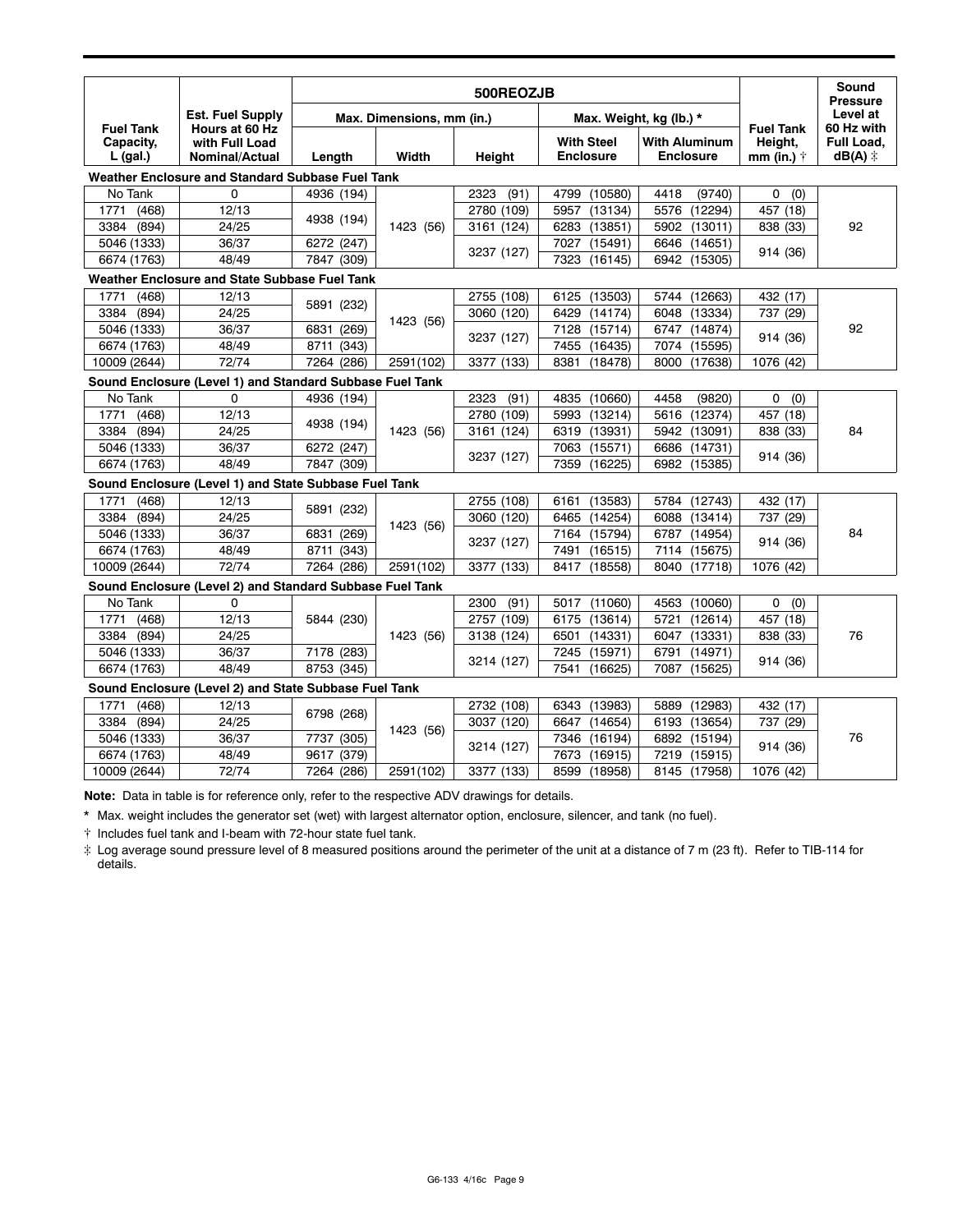| Fuel Tank Capacity, L (gal.) | Est. Fuel Supply Hours at 60 Hz with Full Load Nominal/Actual | 500REOZJB | | | | | Fuel Tank Height, mm (in.) † | Sound Pressure Level at 60 Hz with Full Load, dB(A) ‡ |
|---|---|---|---|---|---|---|---|---|
| | | Max. Dimensions, mm (in.) | | | Max. Weight, kg (lb.) * | | | |
| | | Length | Width | Height | With Steel Enclosure | With Aluminum Enclosure | | |
| **Weather Enclosure and Standard Subbase Fuel Tank** | | | | | | | | |
| No Tank | 0 | 4936 (194) | 1423 (56) | 2323 (91) | 4799 (10580) | 4418 (9740) | 0 (0) | 92 |
| 1771 (468) | 12/13 | 4938 (194) | 1423 (56) | 2780 (109) | 5957 (13134) | 5576 (12294) | 457 (18) | 92 |
| 3384 (894) | 24/25 | 4938 (194) | 1423 (56) | 3161 (124) | 6283 (13851) | 5902 (13011) | 838 (33) | 92 |
| 5046 (1333) | 36/37 | 6272 (247) | 1423 (56) | 3237 (127) | 7027 (15491) | 6646 (14651) | 914 (36) | 92 |
| 6674 (1763) | 48/49 | 7847 (309) | 1423 (56) | 3237 (127) | 7323 (16145) | 6942 (15305) | 914 (36) | 92 |
| **Weather Enclosure and State Subbase Fuel Tank** | | | | | | | | |
| 1771 (468) | 12/13 | 5891 (232) | 1423 (56) | 2755 (108) | 6125 (13503) | 5744 (12663) | 432 (17) | 92 |
| 3384 (894) | 24/25 | 5891 (232) | 1423 (56) | 3060 (120) | 6429 (14174) | 6048 (13334) | 737 (29) | 92 |
| 5046 (1333) | 36/37 | 6831 (269) | 1423 (56) | 3237 (127) | 7128 (15714) | 6747 (14874) | 914 (36) | 92 |
| 6674 (1763) | 48/49 | 8711 (343) | 1423 (56) | 3237 (127) | 7455 (16435) | 7074 (15595) | 914 (36) | 92 |
| 10009 (2644) | 72/74 | 7264 (286) | 2591(102) | 3377 (133) | 8381 (18478) | 8000 (17638) | 1076 (42) | 92 |
| **Sound Enclosure (Level 1) and Standard Subbase Fuel Tank** | | | | | | | | |
| No Tank | 0 | 4936 (194) | 1423 (56) | 2323 (91) | 4835 (10660) | 4458 (9820) | 0 (0) | 84 |
| 1771 (468) | 12/13 | 4938 (194) | 1423 (56) | 2780 (109) | 5993 (13214) | 5616 (12374) | 457 (18) | 84 |
| 3384 (894) | 24/25 | 4938 (194) | 1423 (56) | 3161 (124) | 6319 (13931) | 5942 (13091) | 838 (33) | 84 |
| 5046 (1333) | 36/37 | 6272 (247) | 1423 (56) | 3237 (127) | 7063 (15571) | 6686 (14731) | 914 (36) | 84 |
| 6674 (1763) | 48/49 | 7847 (309) | 1423 (56) | 3237 (127) | 7359 (16225) | 6982 (15385) | 914 (36) | 84 |
| **Sound Enclosure (Level 1) and State Subbase Fuel Tank** | | | | | | | | |
| 1771 (468) | 12/13 | 5891 (232) | 1423 (56) | 2755 (108) | 6161 (13583) | 5784 (12743) | 432 (17) | 84 |
| 3384 (894) | 24/25 | 5891 (232) | 1423 (56) | 3060 (120) | 6465 (14254) | 6088 (13414) | 737 (29) | 84 |
| 5046 (1333) | 36/37 | 6831 (269) | 1423 (56) | 3237 (127) | 7164 (15794) | 6787 (14954) | 914 (36) | 84 |
| 6674 (1763) | 48/49 | 8711 (343) | 1423 (56) | 3237 (127) | 7491 (16515) | 7114 (15675) | 914 (36) | 84 |
| 10009 (2644) | 72/74 | 7264 (286) | 2591(102) | 3377 (133) | 8417 (18558) | 8040 (17718) | 1076 (42) | 84 |
| **Sound Enclosure (Level 2) and Standard Subbase Fuel Tank** | | | | | | | | |
| No Tank | 0 | 5844 (230) | 1423 (56) | 2300 (91) | 5017 (11060) | 4563 (10060) | 0 (0) | 76 |
| 1771 (468) | 12/13 | 5844 (230) | 1423 (56) | 2757 (109) | 6175 (13614) | 5721 (12614) | 457 (18) | 76 |
| 3384 (894) | 24/25 | 5844 (230) | 1423 (56) | 3138 (124) | 6501 (14331) | 6047 (13331) | 838 (33) | 76 |
| 5046 (1333) | 36/37 | 7178 (283) | 1423 (56) | 3214 (127) | 7245 (15971) | 6791 (14971) | 914 (36) | 76 |
| 6674 (1763) | 48/49 | 8753 (345) | 1423 (56) | 3214 (127) | 7541 (16625) | 7087 (15625) | 914 (36) | 76 |
| **Sound Enclosure (Level 2) and State Subbase Fuel Tank** | | | | | | | | |
| 1771 (468) | 12/13 | 6798 (268) | 1423 (56) | 2732 (108) | 6343 (13983) | 5889 (12983) | 432 (17) | 76 |
| 3384 (894) | 24/25 | 6798 (268) | 1423 (56) | 3037 (120) | 6647 (14654) | 6193 (13654) | 737 (29) | 76 |
| 5046 (1333) | 36/37 | 7737 (305) | 1423 (56) | 3214 (127) | 7346 (16194) | 6892 (15194) | 914 (36) | 76 |
| 6674 (1763) | 48/49 | 9617 (379) | 1423 (56) | 3214 (127) | 7673 (16915) | 7219 (15915) | 914 (36) | 76 |
| 10009 (2644) | 72/74 | 7264 (286) | 2591(102) | 3377 (133) | 8599 (18958) | 8145 (17958) | 1076 (42) | 76 |

**Note:** Data in table is for reference only, refer to the respective ADV drawings for details.

* Max. weight includes the generator set (wet) with largest alternator option, enclosure, silencer, and tank (no fuel).

† Includes fuel tank and I-beam with 72-hour state fuel tank.

‡ Log average sound pressure level of 8 measured positions around the perimeter of the unit at a distance of 7 m (23 ft). Refer to TIB-114 for details.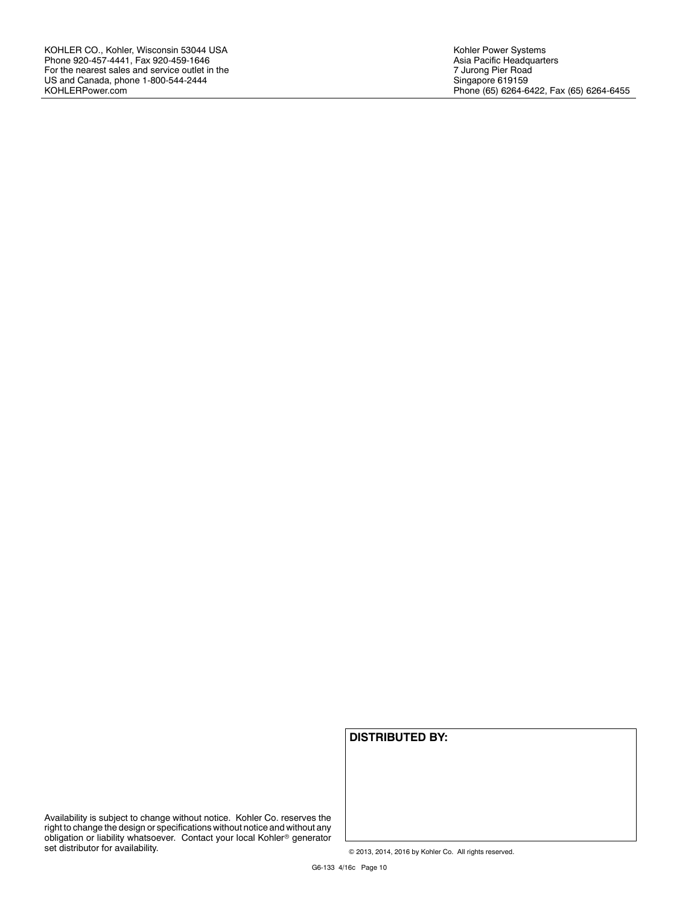KOHLER CO., Kohler, Wisconsin 53044 USA
Phone 920-457-4441, Fax 920-459-1646
For the nearest sales and service outlet in the
US and Canada, phone 1-800-544-2444
KOHLERPower.com

Kohler Power Systems
Asia Pacific Headquarters
7 Jurong Pier Road
Singapore 619159
Phone (65) 6264-6422, Fax (65) 6264-6455

Availability is subject to change without notice. Kohler Co. reserves the right to change the design or specifications without notice and without any obligation or liability whatsoever. Contact your local Kohler® generator set distributor for availability.

**DISTRIBUTED BY:**

© 2013, 2014, 2016 by Kohler Co. All rights reserved.

G6-133 4/16c